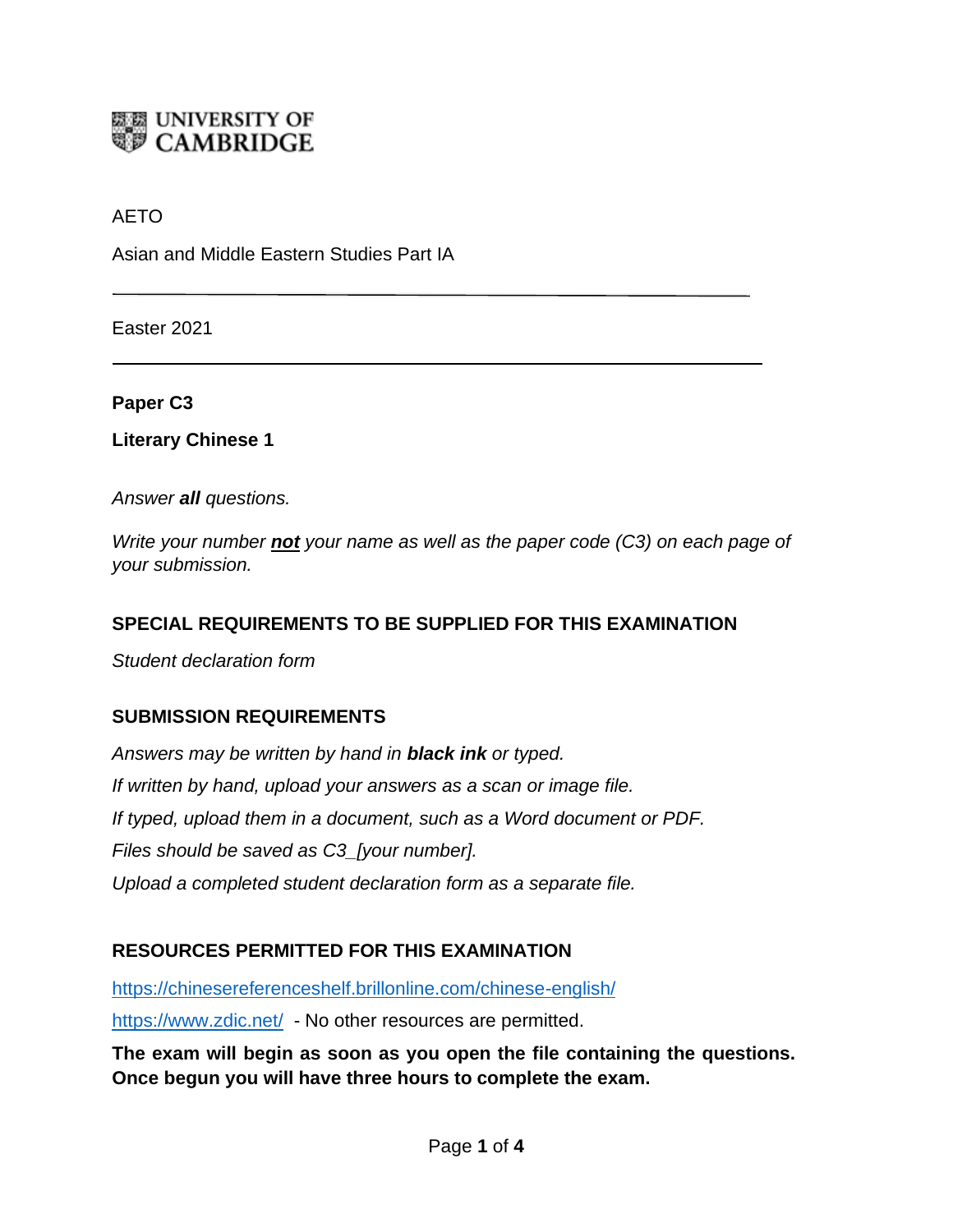UNIVERSITY OF CAMBRIDGE

AETO

Asian and Middle Eastern Studies Part IA

---

Easter 2021

---

**Paper C3**

**Literary Chinese 1**

*Answer **all** questions.*

*Write your number **not** your name as well as the paper code (C3) on each page of your submission.*

**SPECIAL REQUIREMENTS TO BE SUPPLIED FOR THIS EXAMINATION**

*Student declaration form*

**SUBMISSION REQUIREMENTS**

*Answers may be written by hand in **black ink** or typed.*

*If written by hand, upload your answers as a scan or image file.*

*If typed, upload them in a document, such as a Word document or PDF.*

*Files should be saved as C3_[your number].*

*Upload a completed student declaration form as a separate file.*

**RESOURCES PERMITTED FOR THIS EXAMINATION**

https://chinesereferenceshelf.brillonline.com/chinese-english/

https://www.zdic.net/ - No other resources are permitted.

**The exam will begin as soon as you open the file containing the questions. Once begun you will have three hours to complete the exam.**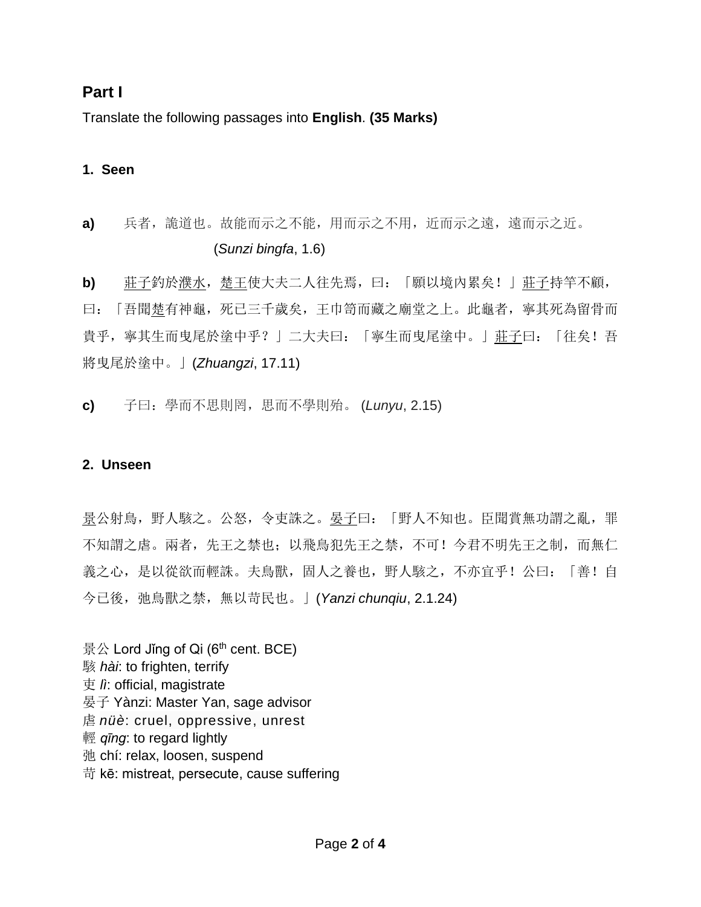## Part I

Translate the following passages into **English**. **(35 Marks)**

### 1. Seen

**a)** 兵者，詭道也。故能而示之不能，用而示之不用，近而示之遠，遠而示之近。 (*Sunzi bingfa*, 1.6)

**b)** 莊子釣於濮水，楚王使大夫二人往先焉，曰：「願以境內累矣！」莊子持竿不顧，曰：「吾聞楚有神龜，死已三千歲矣，王巾笥而藏之廟堂之上。此龜者，寧其死為留骨而貴乎，寧其生而曳尾於塗中乎？」二大夫曰：「寧生而曳尾塗中。」莊子曰：「往矣！吾將曳尾於塗中。」(*Zhuangzi*, 17.11)

**c)** 子曰：學而不思則罔，思而不學則殆。 (*Lunyu*, 2.15)

### 2. Unseen

景公射鳥，野人駭之。公怒，令吏誅之。晏子曰：「野人不知也。臣聞賞無功謂之亂，罪不知謂之虐。兩者，先王之禁也；以飛鳥犯先王之禁，不可！今君不明先王之制，而無仁義之心，是以從欲而輕誅。夫鳥獸，固人之養也，野人駭之，不亦宜乎！公曰：「善！自今已後，弛鳥獸之禁，無以苛民也。」(*Yanzi chunqiu*, 2.1.24)

景公 Lord Jǐng of Qi (6th cent. BCE)
駭 *hài*: to frighten, terrify
吏 *lì*: official, magistrate
晏子 Yànzi: Master Yan, sage advisor
虐 *nüè*: cruel, oppressive, unrest
輕 *qīng*: to regard lightly
弛 chí: relax, loosen, suspend
苛 kē: mistreat, persecute, cause suffering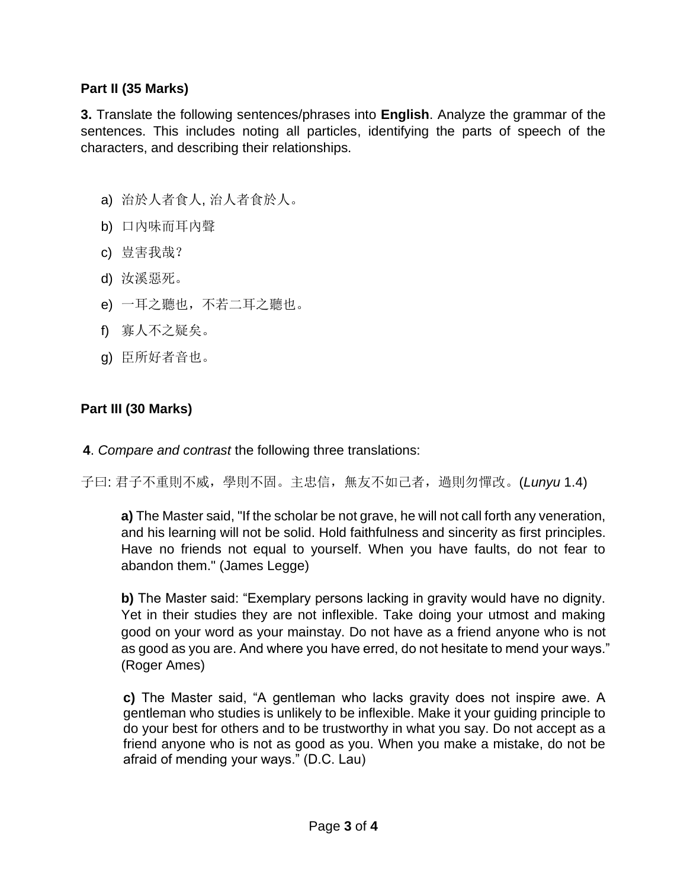**Part II (35 Marks)**

**3.** Translate the following sentences/phrases into **English**. Analyze the grammar of the sentences. This includes noting all particles, identifying the parts of speech of the characters, and describing their relationships.

a) 治於人者食人, 治人者食於人。

b) 口內味而耳內聲

c) 豈害我哉?

d) 汝溪惡死。

e) 一耳之聽也，不若二耳之聽也。

f) 寡人不之疑矣。

g) 臣所好者音也。

**Part III (30 Marks)**

**4**. *Compare and contrast* the following three translations:

子曰: 君子不重則不威，學則不固。主忠信，無友不如己者，過則勿憚改。(*Lunyu* 1.4)

> **a)** The Master said, "If the scholar be not grave, he will not call forth any veneration, and his learning will not be solid. Hold faithfulness and sincerity as first principles. Have no friends not equal to yourself. When you have faults, do not fear to abandon them." (James Legge)
>
> **b)** The Master said: “Exemplary persons lacking in gravity would have no dignity. Yet in their studies they are not inflexible. Take doing your utmost and making good on your word as your mainstay. Do not have as a friend anyone who is not as good as you are. And where you have erred, do not hesitate to mend your ways.” (Roger Ames)
>
> **c)** The Master said, “A gentleman who lacks gravity does not inspire awe. A gentleman who studies is unlikely to be inflexible. Make it your guiding principle to do your best for others and to be trustworthy in what you say. Do not accept as a friend anyone who is not as good as you. When you make a mistake, do not be afraid of mending your ways.” (D.C. Lau)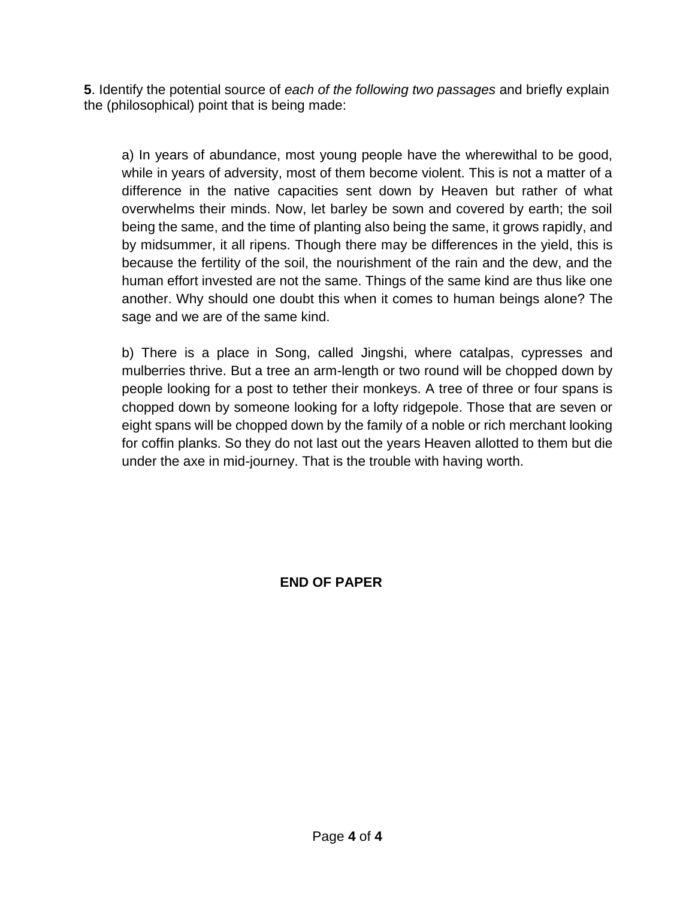**5**. Identify the potential source of *each of the following two passages* and briefly explain the (philosophical) point that is being made:

a) In years of abundance, most young people have the wherewithal to be good, while in years of adversity, most of them become violent. This is not a matter of a difference in the native capacities sent down by Heaven but rather of what overwhelms their minds. Now, let barley be sown and covered by earth; the soil being the same, and the time of planting also being the same, it grows rapidly, and by midsummer, it all ripens. Though there may be differences in the yield, this is because the fertility of the soil, the nourishment of the rain and the dew, and the human effort invested are not the same. Things of the same kind are thus like one another. Why should one doubt this when it comes to human beings alone? The sage and we are of the same kind.

b) There is a place in Song, called Jingshi, where catalpas, cypresses and mulberries thrive. But a tree an arm-length or two round will be chopped down by people looking for a post to tether their monkeys. A tree of three or four spans is chopped down by someone looking for a lofty ridgepole. Those that are seven or eight spans will be chopped down by the family of a noble or rich merchant looking for coffin planks. So they do not last out the years Heaven allotted to them but die under the axe in mid-journey. That is the trouble with having worth.

**END OF PAPER**